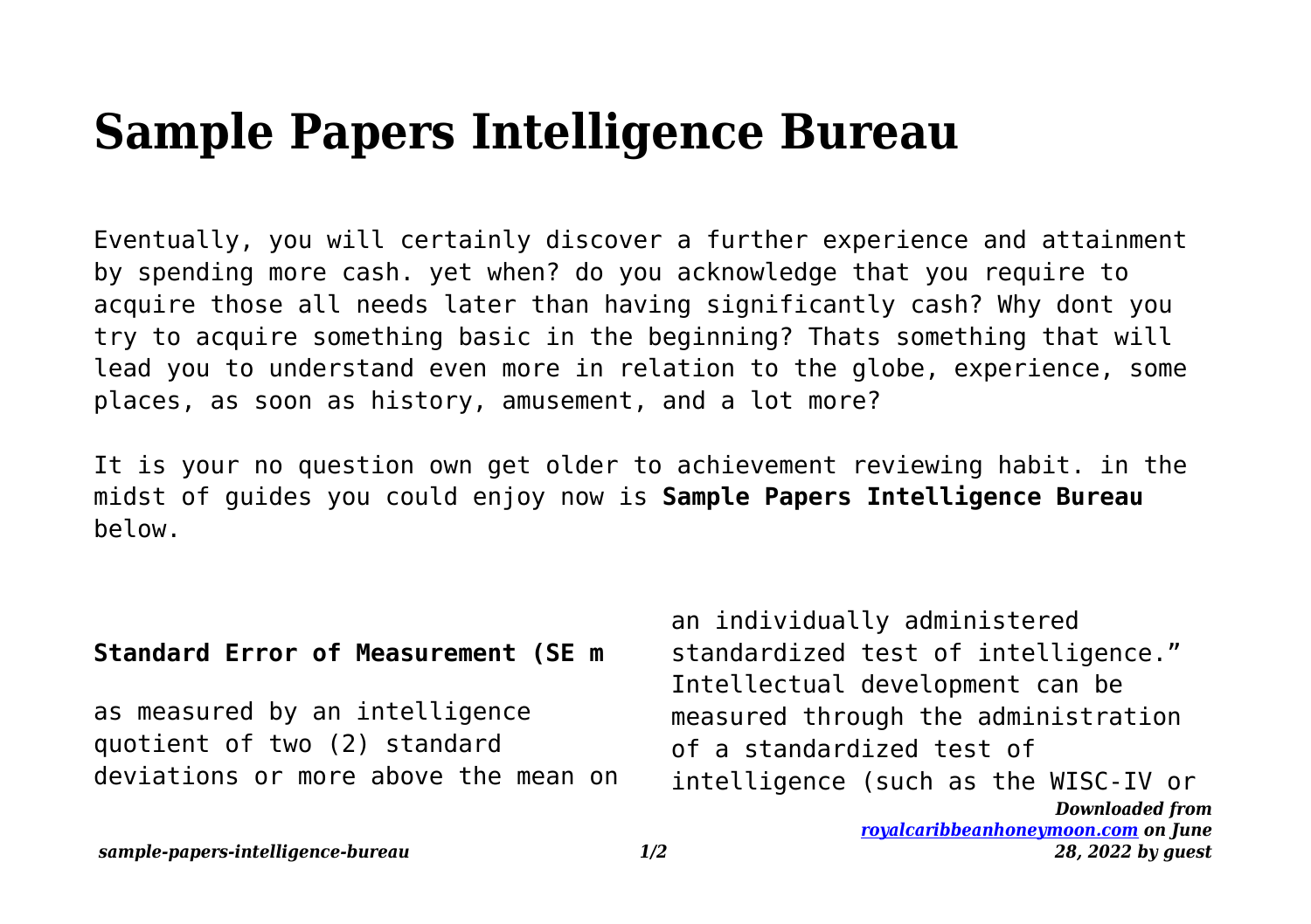# Sample Papers Intelligence Bureau

Eventually, you will certainly discover a further experience and attainment by spending more cash. yet when? do you acknowledge that you require to acquire those all needs later than having significantly cash? Why dont you try to acquire something basic in the beginning? Thats something that will lead you to understand even more in relation to the globe, experience, some places, as soon as history, amusement, and a lot more?

It is your no question own get older to achievement reviewing habit. in the midst of guides you could enjoy now is **Sample Papers Intelligence Bureau** below.

**Standard Error of Measurement (SE m**

as measured by an intelligence quotient of two (2) standard deviations or more above the mean on an individually administered standardized test of intelligence." Intellectual development can be measured through the administration of a standardized test of intelligence (such as the WISC-IV or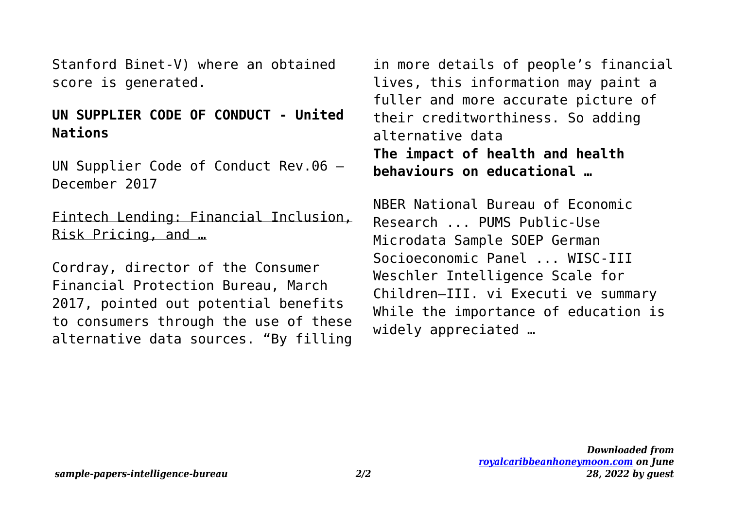Stanford Binet-V) where an obtained score is generated.

**UN SUPPLIER CODE OF CONDUCT - United Nations**

UN Supplier Code of Conduct Rev.06 – December 2017

Fintech Lending: Financial Inclusion, Risk Pricing, and …

Cordray, director of the Consumer Financial Protection Bureau, March 2017, pointed out potential benefits to consumers through the use of these alternative data sources. "By filling in more details of people's financial lives, this information may paint a fuller and more accurate picture of their creditworthiness. So adding alternative data

**The impact of health and health behaviours on educational …**

NBER National Bureau of Economic Research ... PUMS Public-Use Microdata Sample SOEP German Socioeconomic Panel ... WISC-III Weschler Intelligence Scale for Children–III. vi Executi ve summary While the importance of education is widely appreciated …